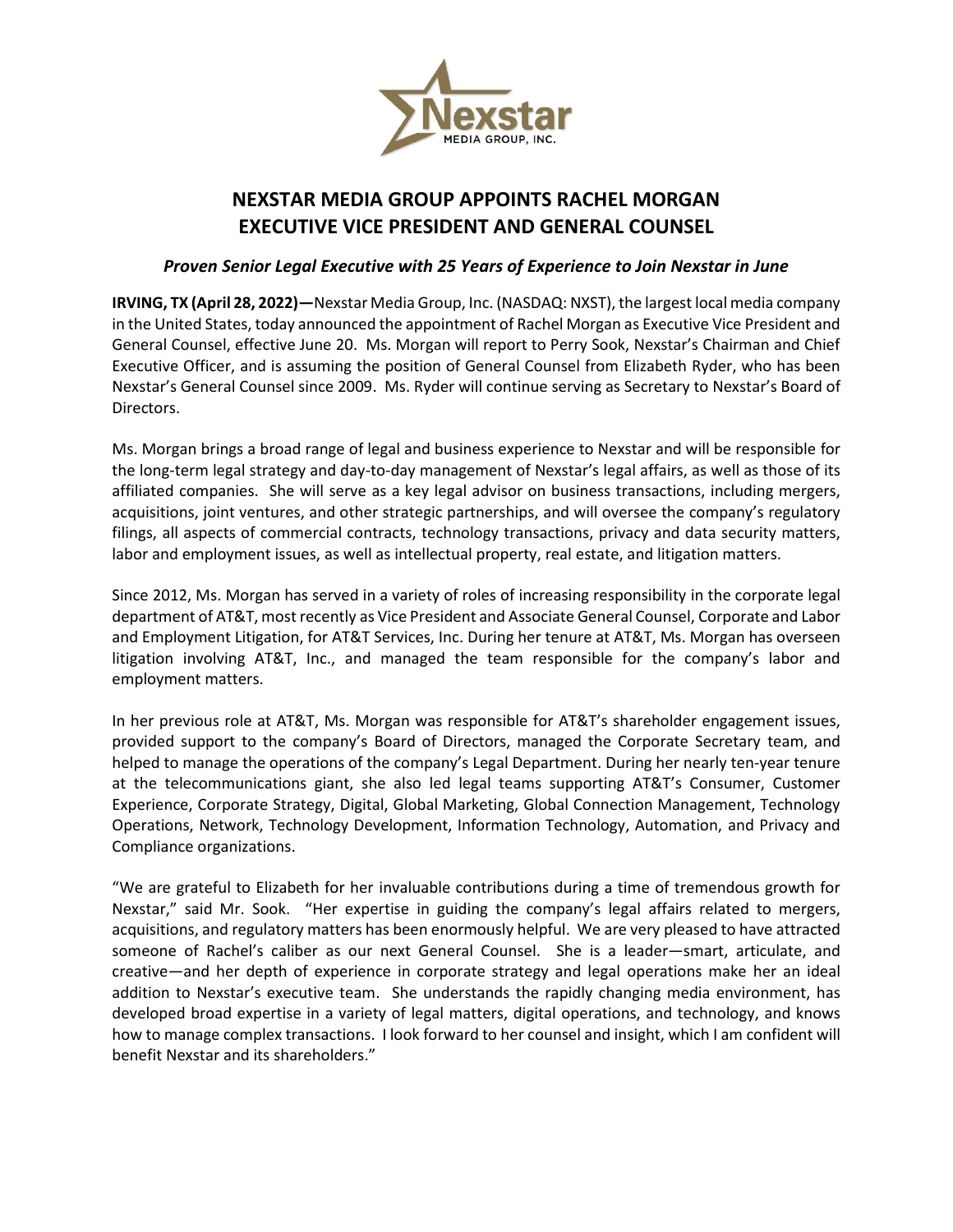# NEXSTAR MEDIA GROUP APPOINTS RACHEL MORGAN EXECUTIVE VICE PRESIDENT AND GENERAL COUNSEL

### *Proven Senior Legal Executive with 25 Years of Experience to Join Nexstar in June*

**IRVING, TX (April 28, 2022)—**Nexstar Media Group, Inc. (NASDAQ: NXST), the largest local media company in the United States, today announced the appointment of Rachel Morgan as Executive Vice President and General Counsel, effective June 20. Ms. Morgan will report to Perry Sook, Nexstar's Chairman and Chief Executive Officer, and is assuming the position of General Counsel from Elizabeth Ryder, who has been Nexstar's General Counsel since 2009. Ms. Ryder will continue serving as Secretary to Nexstar's Board of Directors.

Ms. Morgan brings a broad range of legal and business experience to Nexstar and will be responsible for the long-term legal strategy and day-to-day management of Nexstar's legal affairs, as well as those of its affiliated companies. She will serve as a key legal advisor on business transactions, including mergers, acquisitions, joint ventures, and other strategic partnerships, and will oversee the company's regulatory filings, all aspects of commercial contracts, technology transactions, privacy and data security matters, labor and employment issues, as well as intellectual property, real estate, and litigation matters.

Since 2012, Ms. Morgan has served in a variety of roles of increasing responsibility in the corporate legal department of AT&T, most recently as Vice President and Associate General Counsel, Corporate and Labor and Employment Litigation, for AT&T Services, Inc. During her tenure at AT&T, Ms. Morgan has overseen litigation involving AT&T, Inc., and managed the team responsible for the company's labor and employment matters.

In her previous role at AT&T, Ms. Morgan was responsible for AT&T's shareholder engagement issues, provided support to the company's Board of Directors, managed the Corporate Secretary team, and helped to manage the operations of the company's Legal Department. During her nearly ten-year tenure at the telecommunications giant, she also led legal teams supporting AT&T's Consumer, Customer Experience, Corporate Strategy, Digital, Global Marketing, Global Connection Management, Technology Operations, Network, Technology Development, Information Technology, Automation, and Privacy and Compliance organizations.

"We are grateful to Elizabeth for her invaluable contributions during a time of tremendous growth for Nexstar," said Mr. Sook. "Her expertise in guiding the company's legal affairs related to mergers, acquisitions, and regulatory matters has been enormously helpful. We are very pleased to have attracted someone of Rachel's caliber as our next General Counsel. She is a leader—smart, articulate, and creative—and her depth of experience in corporate strategy and legal operations make her an ideal addition to Nexstar's executive team. She understands the rapidly changing media environment, has developed broad expertise in a variety of legal matters, digital operations, and technology, and knows how to manage complex transactions. I look forward to her counsel and insight, which I am confident will benefit Nexstar and its shareholders."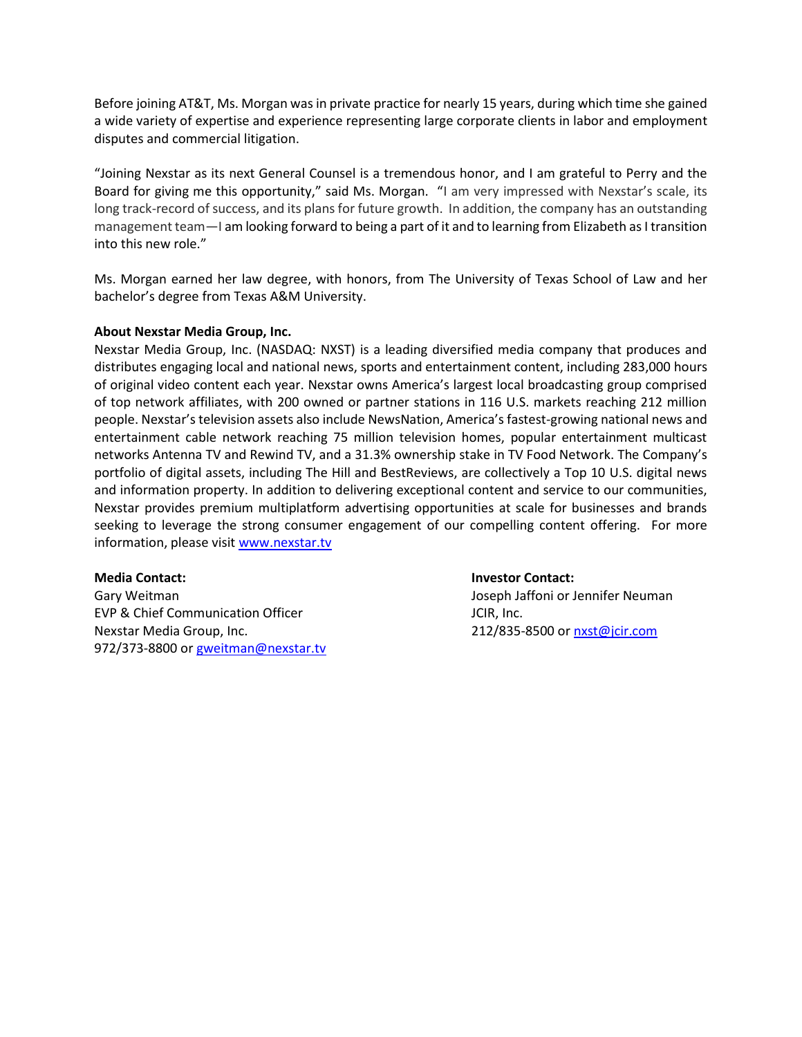Before joining AT&T, Ms. Morgan was in private practice for nearly 15 years, during which time she gained a wide variety of expertise and experience representing large corporate clients in labor and employment disputes and commercial litigation.

"Joining Nexstar as its next General Counsel is a tremendous honor, and I am grateful to Perry and the Board for giving me this opportunity," said Ms. Morgan. "I am very impressed with Nexstar's scale, its long track-record of success, and its plans for future growth. In addition, the company has an outstanding management team—I am looking forward to being a part of it and to learning from Elizabeth as I transition into this new role."

Ms. Morgan earned her law degree, with honors, from The University of Texas School of Law and her bachelor's degree from Texas A&M University.

**About Nexstar Media Group, Inc.**

Nexstar Media Group, Inc. (NASDAQ: NXST) is a leading diversified media company that produces and distributes engaging local and national news, sports and entertainment content, including 283,000 hours of original video content each year. Nexstar owns America's largest local broadcasting group comprised of top network affiliates, with 200 owned or partner stations in 116 U.S. markets reaching 212 million people. Nexstar's television assets also include NewsNation, America's fastest-growing national news and entertainment cable network reaching 75 million television homes, popular entertainment multicast networks Antenna TV and Rewind TV, and a 31.3% ownership stake in TV Food Network. The Company's portfolio of digital assets, including The Hill and BestReviews, are collectively a Top 10 U.S. digital news and information property. In addition to delivering exceptional content and service to our communities, Nexstar provides premium multiplatform advertising opportunities at scale for businesses and brands seeking to leverage the strong consumer engagement of our compelling content offering. For more information, please visit www.nexstar.tv

**Media Contact:**
Gary Weitman
EVP & Chief Communication Officer
Nexstar Media Group, Inc.
972/373-8800 or gweitman@nexstar.tv

**Investor Contact:**
Joseph Jaffoni or Jennifer Neuman
JCIR, Inc.
212/835-8500 or nxst@jcir.com